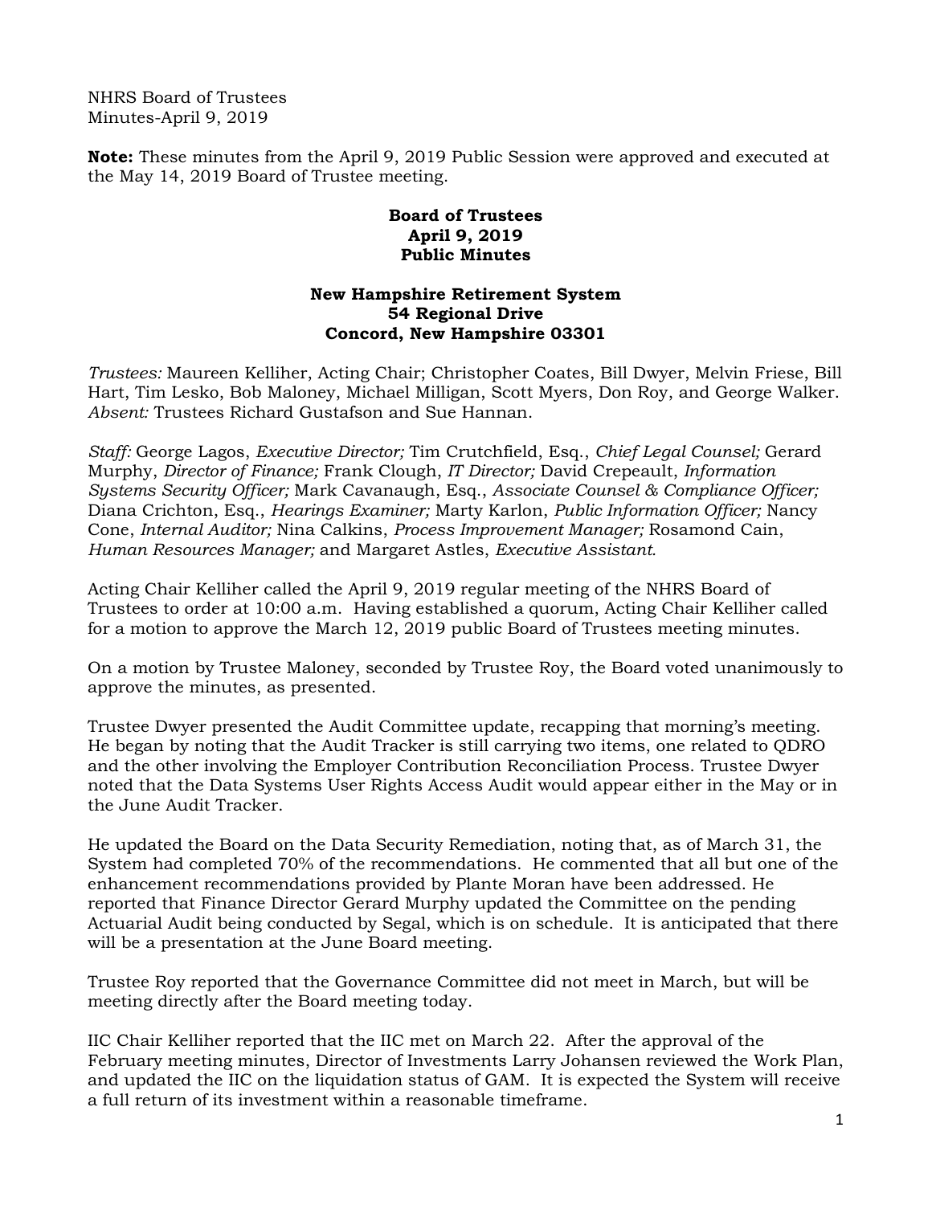NHRS Board of Trustees
Minutes-April 9, 2019

**Note:** These minutes from the April 9, 2019 Public Session were approved and executed at the May 14, 2019 Board of Trustee meeting.

**Board of Trustees**
**April 9, 2019**
**Public Minutes**

**New Hampshire Retirement System**
**54 Regional Drive**
**Concord, New Hampshire 03301**

*Trustees:* Maureen Kelliher, Acting Chair; Christopher Coates, Bill Dwyer, Melvin Friese, Bill Hart, Tim Lesko, Bob Maloney, Michael Milligan, Scott Myers, Don Roy, and George Walker. *Absent:* Trustees Richard Gustafson and Sue Hannan.

*Staff:* George Lagos, *Executive Director;* Tim Crutchfield, Esq., *Chief Legal Counsel;* Gerard Murphy, *Director of Finance;* Frank Clough, *IT Director;* David Crepeault, *Information Systems Security Officer;* Mark Cavanaugh, Esq., *Associate Counsel & Compliance Officer;* Diana Crichton, Esq., *Hearings Examiner;* Marty Karlon, *Public Information Officer;* Nancy Cone, *Internal Auditor;* Nina Calkins, *Process Improvement Manager;* Rosamond Cain, *Human Resources Manager;* and Margaret Astles, *Executive Assistant.*

Acting Chair Kelliher called the April 9, 2019 regular meeting of the NHRS Board of Trustees to order at 10:00 a.m. Having established a quorum, Acting Chair Kelliher called for a motion to approve the March 12, 2019 public Board of Trustees meeting minutes.

On a motion by Trustee Maloney, seconded by Trustee Roy, the Board voted unanimously to approve the minutes, as presented.

Trustee Dwyer presented the Audit Committee update, recapping that morning's meeting. He began by noting that the Audit Tracker is still carrying two items, one related to QDRO and the other involving the Employer Contribution Reconciliation Process. Trustee Dwyer noted that the Data Systems User Rights Access Audit would appear either in the May or in the June Audit Tracker.

He updated the Board on the Data Security Remediation, noting that, as of March 31, the System had completed 70% of the recommendations. He commented that all but one of the enhancement recommendations provided by Plante Moran have been addressed. He reported that Finance Director Gerard Murphy updated the Committee on the pending Actuarial Audit being conducted by Segal, which is on schedule. It is anticipated that there will be a presentation at the June Board meeting.

Trustee Roy reported that the Governance Committee did not meet in March, but will be meeting directly after the Board meeting today.

IIC Chair Kelliher reported that the IIC met on March 22. After the approval of the February meeting minutes, Director of Investments Larry Johansen reviewed the Work Plan, and updated the IIC on the liquidation status of GAM. It is expected the System will receive a full return of its investment within a reasonable timeframe.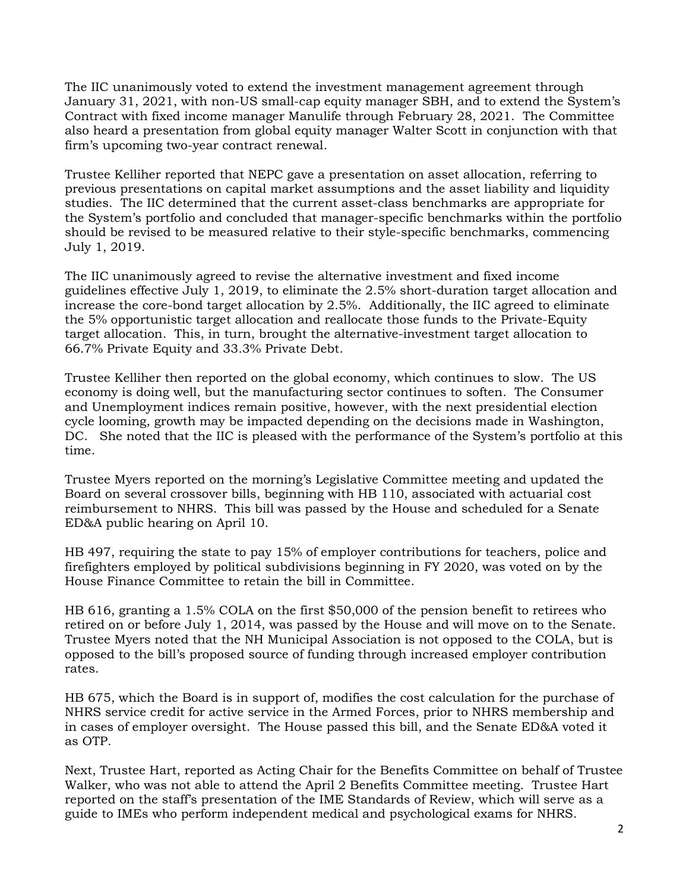The IIC unanimously voted to extend the investment management agreement through January 31, 2021, with non-US small-cap equity manager SBH, and to extend the System's Contract with fixed income manager Manulife through February 28, 2021. The Committee also heard a presentation from global equity manager Walter Scott in conjunction with that firm's upcoming two-year contract renewal.

Trustee Kelliher reported that NEPC gave a presentation on asset allocation, referring to previous presentations on capital market assumptions and the asset liability and liquidity studies. The IIC determined that the current asset-class benchmarks are appropriate for the System's portfolio and concluded that manager-specific benchmarks within the portfolio should be revised to be measured relative to their style-specific benchmarks, commencing July 1, 2019.

The IIC unanimously agreed to revise the alternative investment and fixed income guidelines effective July 1, 2019, to eliminate the 2.5% short-duration target allocation and increase the core-bond target allocation by 2.5%. Additionally, the IIC agreed to eliminate the 5% opportunistic target allocation and reallocate those funds to the Private-Equity target allocation. This, in turn, brought the alternative-investment target allocation to 66.7% Private Equity and 33.3% Private Debt.

Trustee Kelliher then reported on the global economy, which continues to slow. The US economy is doing well, but the manufacturing sector continues to soften. The Consumer and Unemployment indices remain positive, however, with the next presidential election cycle looming, growth may be impacted depending on the decisions made in Washington, DC. She noted that the IIC is pleased with the performance of the System's portfolio at this time.

Trustee Myers reported on the morning's Legislative Committee meeting and updated the Board on several crossover bills, beginning with HB 110, associated with actuarial cost reimbursement to NHRS. This bill was passed by the House and scheduled for a Senate ED&A public hearing on April 10.

HB 497, requiring the state to pay 15% of employer contributions for teachers, police and firefighters employed by political subdivisions beginning in FY 2020, was voted on by the House Finance Committee to retain the bill in Committee.

HB 616, granting a 1.5% COLA on the first $50,000 of the pension benefit to retirees who retired on or before July 1, 2014, was passed by the House and will move on to the Senate. Trustee Myers noted that the NH Municipal Association is not opposed to the COLA, but is opposed to the bill's proposed source of funding through increased employer contribution rates.

HB 675, which the Board is in support of, modifies the cost calculation for the purchase of NHRS service credit for active service in the Armed Forces, prior to NHRS membership and in cases of employer oversight. The House passed this bill, and the Senate ED&A voted it as OTP.

Next, Trustee Hart, reported as Acting Chair for the Benefits Committee on behalf of Trustee Walker, who was not able to attend the April 2 Benefits Committee meeting. Trustee Hart reported on the staff's presentation of the IME Standards of Review, which will serve as a guide to IMEs who perform independent medical and psychological exams for NHRS.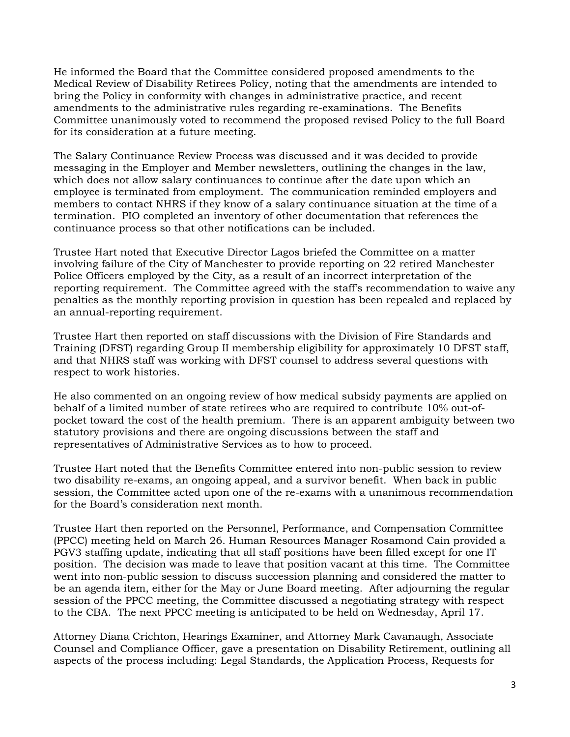He informed the Board that the Committee considered proposed amendments to the Medical Review of Disability Retirees Policy, noting that the amendments are intended to bring the Policy in conformity with changes in administrative practice, and recent amendments to the administrative rules regarding re-examinations. The Benefits Committee unanimously voted to recommend the proposed revised Policy to the full Board for its consideration at a future meeting.

The Salary Continuance Review Process was discussed and it was decided to provide messaging in the Employer and Member newsletters, outlining the changes in the law, which does not allow salary continuances to continue after the date upon which an employee is terminated from employment. The communication reminded employers and members to contact NHRS if they know of a salary continuance situation at the time of a termination. PIO completed an inventory of other documentation that references the continuance process so that other notifications can be included.

Trustee Hart noted that Executive Director Lagos briefed the Committee on a matter involving failure of the City of Manchester to provide reporting on 22 retired Manchester Police Officers employed by the City, as a result of an incorrect interpretation of the reporting requirement. The Committee agreed with the staff's recommendation to waive any penalties as the monthly reporting provision in question has been repealed and replaced by an annual-reporting requirement.

Trustee Hart then reported on staff discussions with the Division of Fire Standards and Training (DFST) regarding Group II membership eligibility for approximately 10 DFST staff, and that NHRS staff was working with DFST counsel to address several questions with respect to work histories.

He also commented on an ongoing review of how medical subsidy payments are applied on behalf of a limited number of state retirees who are required to contribute 10% out-of-pocket toward the cost of the health premium. There is an apparent ambiguity between two statutory provisions and there are ongoing discussions between the staff and representatives of Administrative Services as to how to proceed.

Trustee Hart noted that the Benefits Committee entered into non-public session to review two disability re-exams, an ongoing appeal, and a survivor benefit. When back in public session, the Committee acted upon one of the re-exams with a unanimous recommendation for the Board's consideration next month.

Trustee Hart then reported on the Personnel, Performance, and Compensation Committee (PPCC) meeting held on March 26. Human Resources Manager Rosamond Cain provided a PGV3 staffing update, indicating that all staff positions have been filled except for one IT position. The decision was made to leave that position vacant at this time. The Committee went into non-public session to discuss succession planning and considered the matter to be an agenda item, either for the May or June Board meeting. After adjourning the regular session of the PPCC meeting, the Committee discussed a negotiating strategy with respect to the CBA. The next PPCC meeting is anticipated to be held on Wednesday, April 17.

Attorney Diana Crichton, Hearings Examiner, and Attorney Mark Cavanaugh, Associate Counsel and Compliance Officer, gave a presentation on Disability Retirement, outlining all aspects of the process including: Legal Standards, the Application Process, Requests for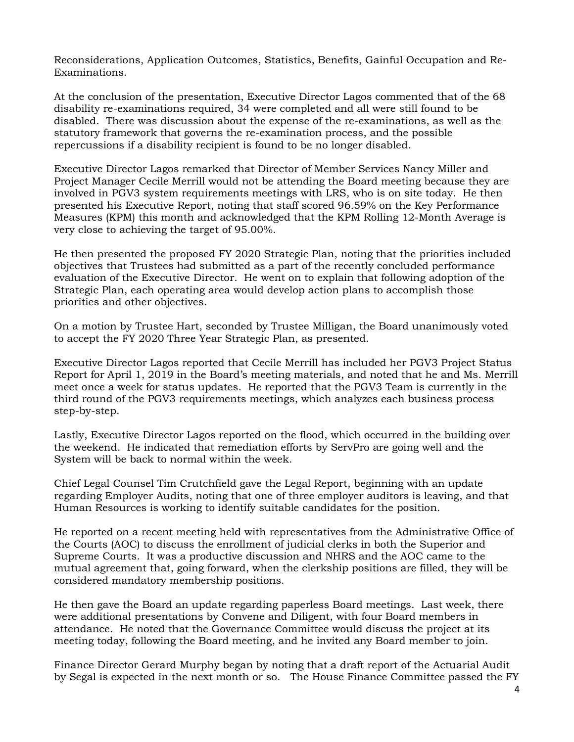Reconsiderations, Application Outcomes, Statistics, Benefits, Gainful Occupation and Re-Examinations.

At the conclusion of the presentation, Executive Director Lagos commented that of the 68 disability re-examinations required, 34 were completed and all were still found to be disabled. There was discussion about the expense of the re-examinations, as well as the statutory framework that governs the re-examination process, and the possible repercussions if a disability recipient is found to be no longer disabled.

Executive Director Lagos remarked that Director of Member Services Nancy Miller and Project Manager Cecile Merrill would not be attending the Board meeting because they are involved in PGV3 system requirements meetings with LRS, who is on site today. He then presented his Executive Report, noting that staff scored 96.59% on the Key Performance Measures (KPM) this month and acknowledged that the KPM Rolling 12-Month Average is very close to achieving the target of 95.00%.

He then presented the proposed FY 2020 Strategic Plan, noting that the priorities included objectives that Trustees had submitted as a part of the recently concluded performance evaluation of the Executive Director. He went on to explain that following adoption of the Strategic Plan, each operating area would develop action plans to accomplish those priorities and other objectives.

On a motion by Trustee Hart, seconded by Trustee Milligan, the Board unanimously voted to accept the FY 2020 Three Year Strategic Plan, as presented.

Executive Director Lagos reported that Cecile Merrill has included her PGV3 Project Status Report for April 1, 2019 in the Board's meeting materials, and noted that he and Ms. Merrill meet once a week for status updates. He reported that the PGV3 Team is currently in the third round of the PGV3 requirements meetings, which analyzes each business process step-by-step.

Lastly, Executive Director Lagos reported on the flood, which occurred in the building over the weekend. He indicated that remediation efforts by ServPro are going well and the System will be back to normal within the week.

Chief Legal Counsel Tim Crutchfield gave the Legal Report, beginning with an update regarding Employer Audits, noting that one of three employer auditors is leaving, and that Human Resources is working to identify suitable candidates for the position.

He reported on a recent meeting held with representatives from the Administrative Office of the Courts (AOC) to discuss the enrollment of judicial clerks in both the Superior and Supreme Courts. It was a productive discussion and NHRS and the AOC came to the mutual agreement that, going forward, when the clerkship positions are filled, they will be considered mandatory membership positions.

He then gave the Board an update regarding paperless Board meetings. Last week, there were additional presentations by Convene and Diligent, with four Board members in attendance. He noted that the Governance Committee would discuss the project at its meeting today, following the Board meeting, and he invited any Board member to join.

Finance Director Gerard Murphy began by noting that a draft report of the Actuarial Audit by Segal is expected in the next month or so. The House Finance Committee passed the FY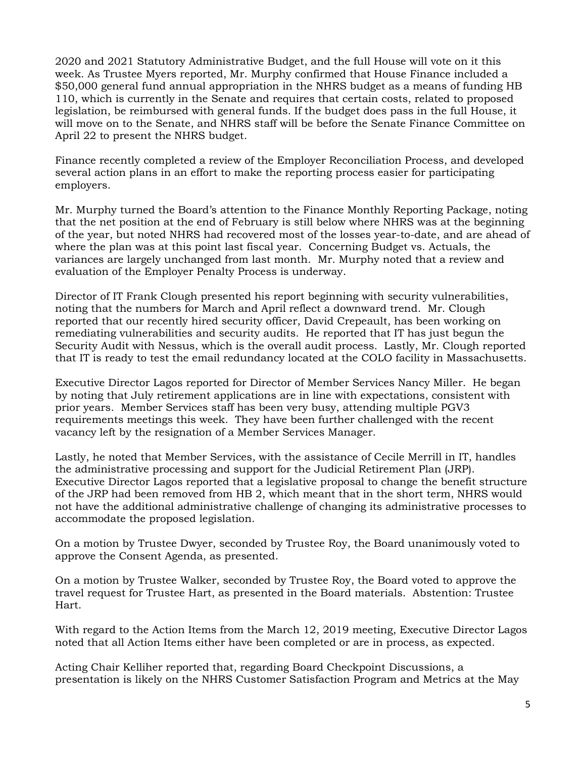2020 and 2021 Statutory Administrative Budget, and the full House will vote on it this week. As Trustee Myers reported, Mr. Murphy confirmed that House Finance included a $50,000 general fund annual appropriation in the NHRS budget as a means of funding HB 110, which is currently in the Senate and requires that certain costs, related to proposed legislation, be reimbursed with general funds. If the budget does pass in the full House, it will move on to the Senate, and NHRS staff will be before the Senate Finance Committee on April 22 to present the NHRS budget.

Finance recently completed a review of the Employer Reconciliation Process, and developed several action plans in an effort to make the reporting process easier for participating employers.

Mr. Murphy turned the Board's attention to the Finance Monthly Reporting Package, noting that the net position at the end of February is still below where NHRS was at the beginning of the year, but noted NHRS had recovered most of the losses year-to-date, and are ahead of where the plan was at this point last fiscal year. Concerning Budget vs. Actuals, the variances are largely unchanged from last month. Mr. Murphy noted that a review and evaluation of the Employer Penalty Process is underway.

Director of IT Frank Clough presented his report beginning with security vulnerabilities, noting that the numbers for March and April reflect a downward trend. Mr. Clough reported that our recently hired security officer, David Crepeault, has been working on remediating vulnerabilities and security audits. He reported that IT has just begun the Security Audit with Nessus, which is the overall audit process. Lastly, Mr. Clough reported that IT is ready to test the email redundancy located at the COLO facility in Massachusetts.

Executive Director Lagos reported for Director of Member Services Nancy Miller. He began by noting that July retirement applications are in line with expectations, consistent with prior years. Member Services staff has been very busy, attending multiple PGV3 requirements meetings this week. They have been further challenged with the recent vacancy left by the resignation of a Member Services Manager.

Lastly, he noted that Member Services, with the assistance of Cecile Merrill in IT, handles the administrative processing and support for the Judicial Retirement Plan (JRP). Executive Director Lagos reported that a legislative proposal to change the benefit structure of the JRP had been removed from HB 2, which meant that in the short term, NHRS would not have the additional administrative challenge of changing its administrative processes to accommodate the proposed legislation.

On a motion by Trustee Dwyer, seconded by Trustee Roy, the Board unanimously voted to approve the Consent Agenda, as presented.

On a motion by Trustee Walker, seconded by Trustee Roy, the Board voted to approve the travel request for Trustee Hart, as presented in the Board materials. Abstention: Trustee Hart.

With regard to the Action Items from the March 12, 2019 meeting, Executive Director Lagos noted that all Action Items either have been completed or are in process, as expected.

Acting Chair Kelliher reported that, regarding Board Checkpoint Discussions, a presentation is likely on the NHRS Customer Satisfaction Program and Metrics at the May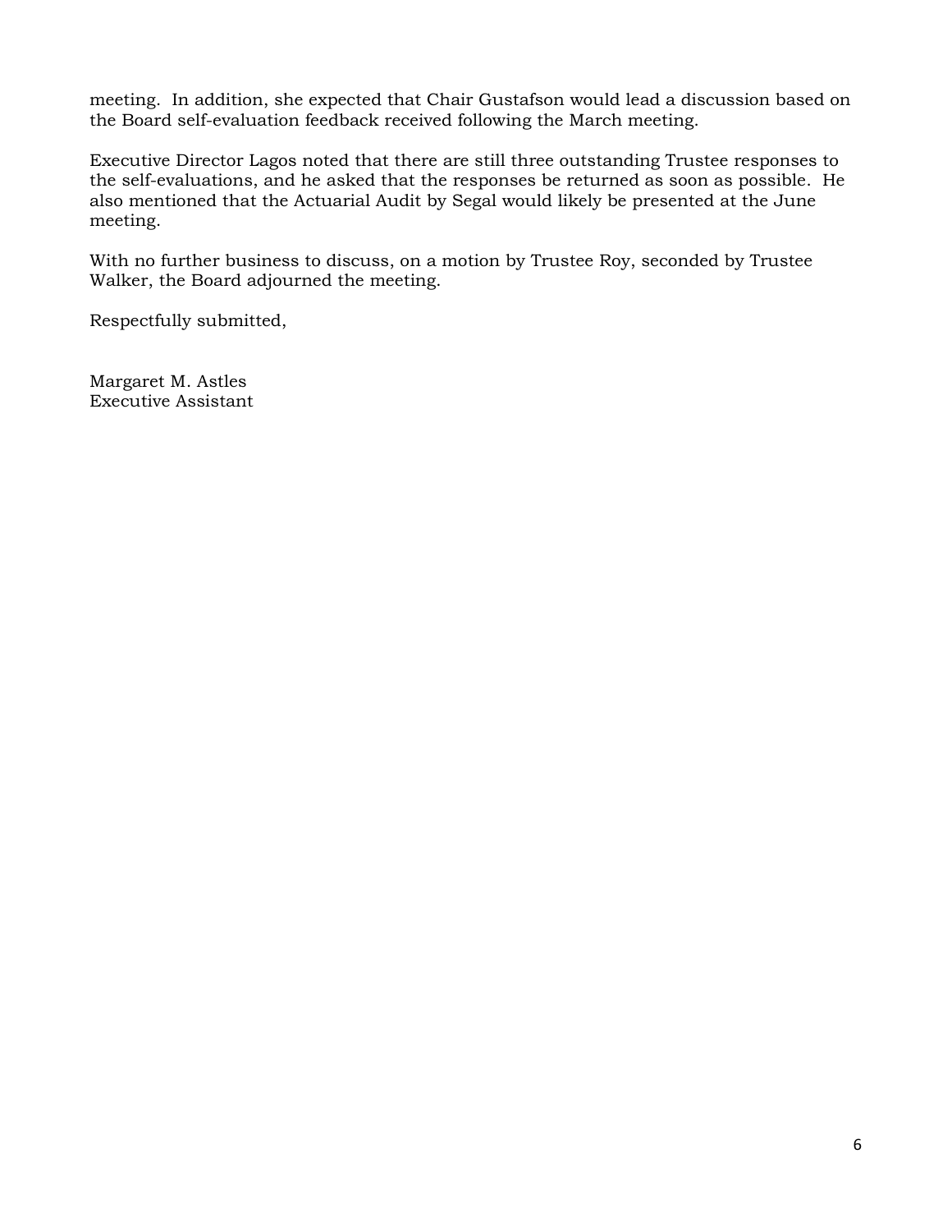meeting. In addition, she expected that Chair Gustafson would lead a discussion based on the Board self-evaluation feedback received following the March meeting.

Executive Director Lagos noted that there are still three outstanding Trustee responses to the self-evaluations, and he asked that the responses be returned as soon as possible. He also mentioned that the Actuarial Audit by Segal would likely be presented at the June meeting.

With no further business to discuss, on a motion by Trustee Roy, seconded by Trustee Walker, the Board adjourned the meeting.

Respectfully submitted,

Margaret M. Astles  
Executive Assistant